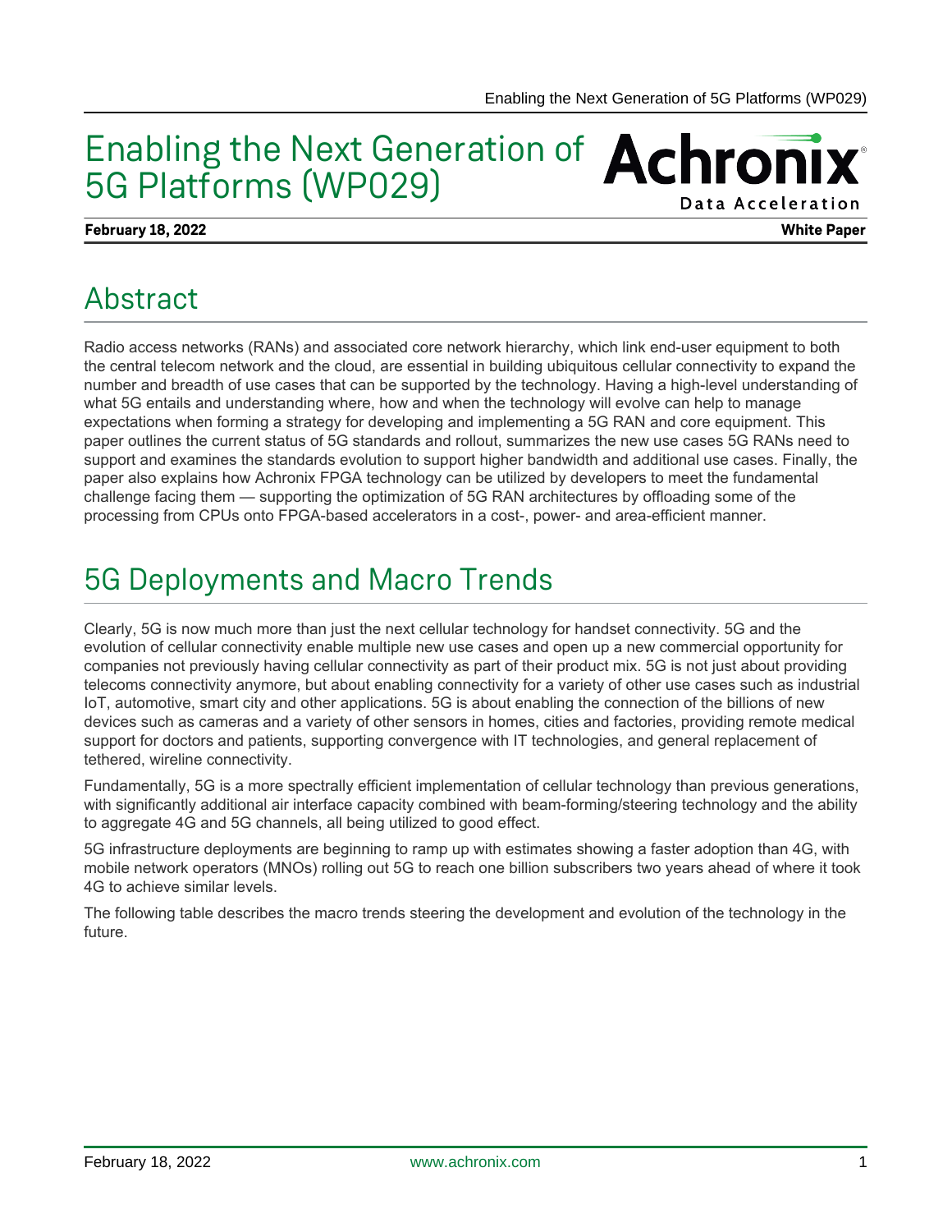# Enabling the Next Generation of 5G Platforms (WP029)

**February 18, 2022** **White Paper**

## Abstract

Radio access networks (RANs) and associated core network hierarchy, which link end-user equipment to both the central telecom network and the cloud, are essential in building ubiquitous cellular connectivity to expand the number and breadth of use cases that can be supported by the technology. Having a high-level understanding of what 5G entails and understanding where, how and when the technology will evolve can help to manage expectations when forming a strategy for developing and implementing a 5G RAN and core equipment. This paper outlines the current status of 5G standards and rollout, summarizes the new use cases 5G RANs need to support and examines the standards evolution to support higher bandwidth and additional use cases. Finally, the paper also explains how Achronix FPGA technology can be utilized by developers to meet the fundamental challenge facing them — supporting the optimization of 5G RAN architectures by offloading some of the processing from CPUs onto FPGA-based accelerators in a cost-, power- and area-efficient manner.

## 5G Deployments and Macro Trends

Clearly, 5G is now much more than just the next cellular technology for handset connectivity. 5G and the evolution of cellular connectivity enable multiple new use cases and open up a new commercial opportunity for companies not previously having cellular connectivity as part of their product mix. 5G is not just about providing telecoms connectivity anymore, but about enabling connectivity for a variety of other use cases such as industrial IoT, automotive, smart city and other applications. 5G is about enabling the connection of the billions of new devices such as cameras and a variety of other sensors in homes, cities and factories, providing remote medical support for doctors and patients, supporting convergence with IT technologies, and general replacement of tethered, wireline connectivity.

Fundamentally, 5G is a more spectrally efficient implementation of cellular technology than previous generations, with significantly additional air interface capacity combined with beam-forming/steering technology and the ability to aggregate 4G and 5G channels, all being utilized to good effect.

5G infrastructure deployments are beginning to ramp up with estimates showing a faster adoption than 4G, with mobile network operators (MNOs) rolling out 5G to reach one billion subscribers two years ahead of where it took 4G to achieve similar levels.

The following table describes the macro trends steering the development and evolution of the technology in the future.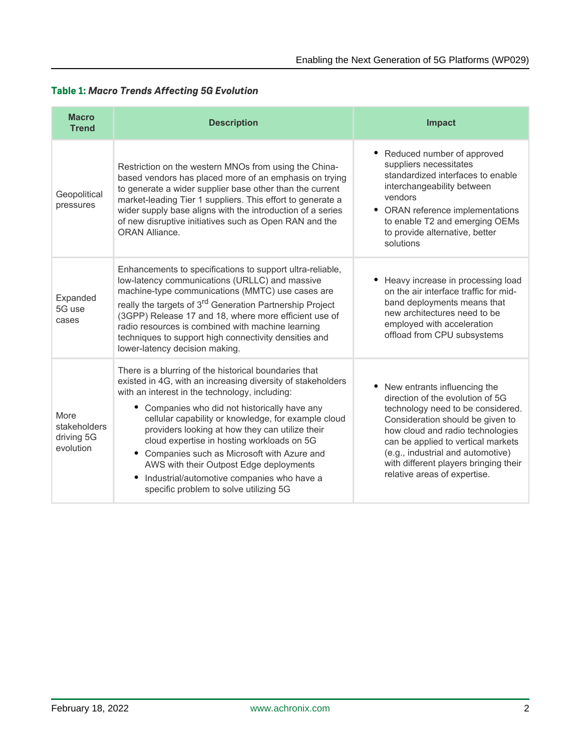**Table 1:** ***Macro Trends Affecting 5G Evolution***

| Macro Trend | Description | Impact |
|---|---|---|
| Geopolitical pressures | Restriction on the western MNOs from using the China-based vendors has placed more of an emphasis on trying to generate a wider supplier base other than the current market-leading Tier 1 suppliers. This effort to generate a wider supply base aligns with the introduction of a series of new disruptive initiatives such as Open RAN and the ORAN Alliance. | • Reduced number of approved suppliers necessitates standardized interfaces to enable interchangeability between vendors<br>• ORAN reference implementations to enable T2 and emerging OEMs to provide alternative, better solutions |
| Expanded 5G use cases | Enhancements to specifications to support ultra-reliable, low-latency communications (URLLC) and massive machine-type communications (MMTC) use cases are really the targets of 3rd Generation Partnership Project (3GPP) Release 17 and 18, where more efficient use of radio resources is combined with machine learning techniques to support high connectivity densities and lower-latency decision making. | • Heavy increase in processing load on the air interface traffic for mid-band deployments means that new architectures need to be employed with acceleration offload from CPU subsystems |
| More stakeholders driving 5G evolution | There is a blurring of the historical boundaries that existed in 4G, with an increasing diversity of stakeholders with an interest in the technology, including:<br>• Companies who did not historically have any cellular capability or knowledge, for example cloud providers looking at how they can utilize their cloud expertise in hosting workloads on 5G<br>• Companies such as Microsoft with Azure and AWS with their Outpost Edge deployments<br>• Industrial/automotive companies who have a specific problem to solve utilizing 5G | • New entrants influencing the direction of the evolution of 5G technology need to be considered. Consideration should be given to how cloud and radio technologies can be applied to vertical markets (e.g., industrial and automotive) with different players bringing their relative areas of expertise. |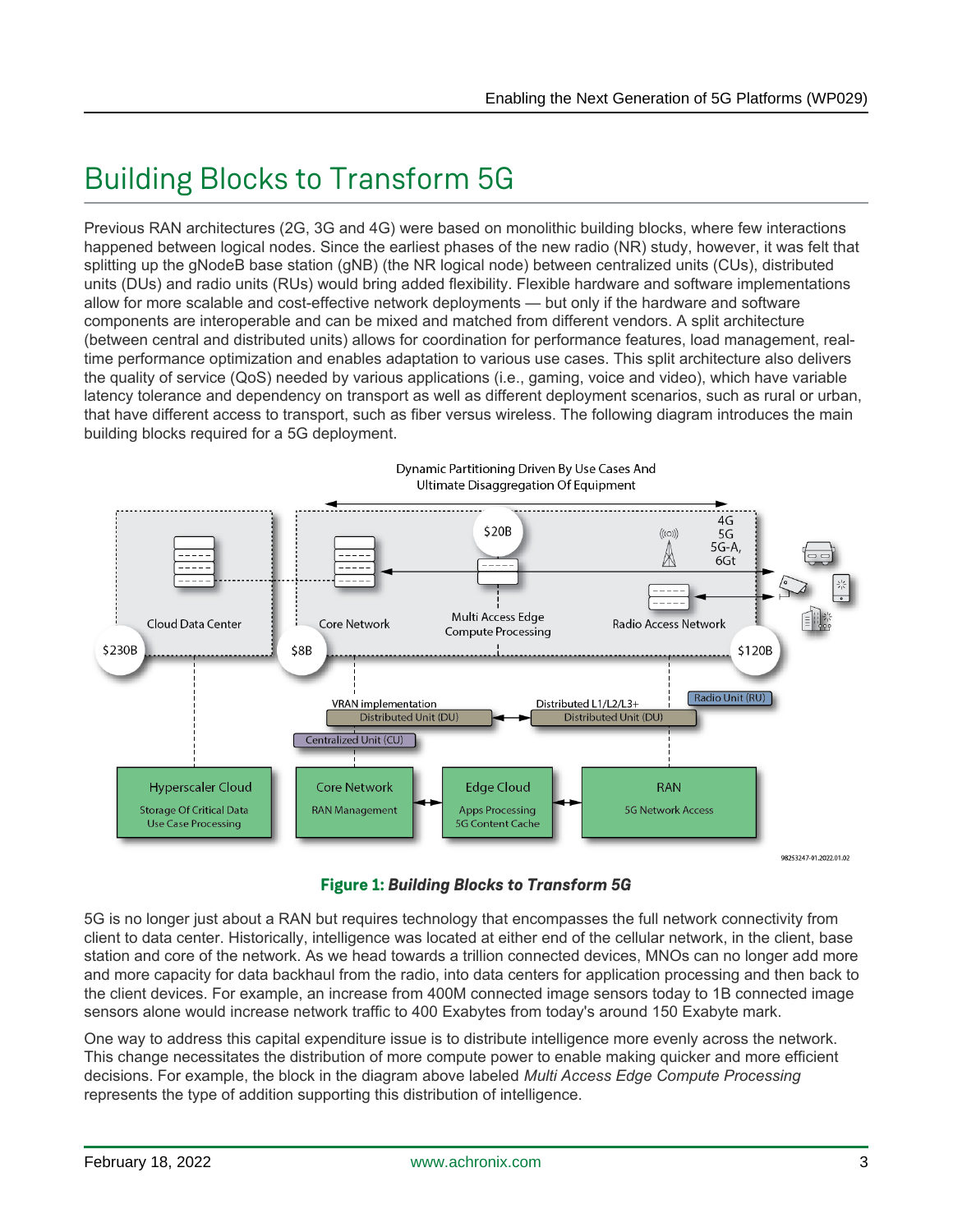# Building Blocks to Transform 5G

Previous RAN architectures (2G, 3G and 4G) were based on monolithic building blocks, where few interactions happened between logical nodes. Since the earliest phases of the new radio (NR) study, however, it was felt that splitting up the gNodeB base station (gNB) (the NR logical node) between centralized units (CUs), distributed units (DUs) and radio units (RUs) would bring added flexibility. Flexible hardware and software implementations allow for more scalable and cost-effective network deployments — but only if the hardware and software components are interoperable and can be mixed and matched from different vendors. A split architecture (between central and distributed units) allows for coordination for performance features, load management, real-time performance optimization and enables adaptation to various use cases. This split architecture also delivers the quality of service (QoS) needed by various applications (i.e., gaming, voice and video), which have variable latency tolerance and dependency on transport as well as different deployment scenarios, such as rural or urban, that have different access to transport, such as fiber versus wireless. The following diagram introduces the main building blocks required for a 5G deployment.

**Figure 1:** ***Building Blocks to Transform 5G***

5G is no longer just about a RAN but requires technology that encompasses the full network connectivity from client to data center. Historically, intelligence was located at either end of the cellular network, in the client, base station and core of the network. As we head towards a trillion connected devices, MNOs can no longer add more and more capacity for data backhaul from the radio, into data centers for application processing and then back to the client devices. For example, an increase from 400M connected image sensors today to 1B connected image sensors alone would increase network traffic to 400 Exabytes from today's around 150 Exabyte mark.

One way to address this capital expenditure issue is to distribute intelligence more evenly across the network. This change necessitates the distribution of more compute power to enable making quicker and more efficient decisions. For example, the block in the diagram above labeled *Multi Access Edge Compute Processing* represents the type of addition supporting this distribution of intelligence.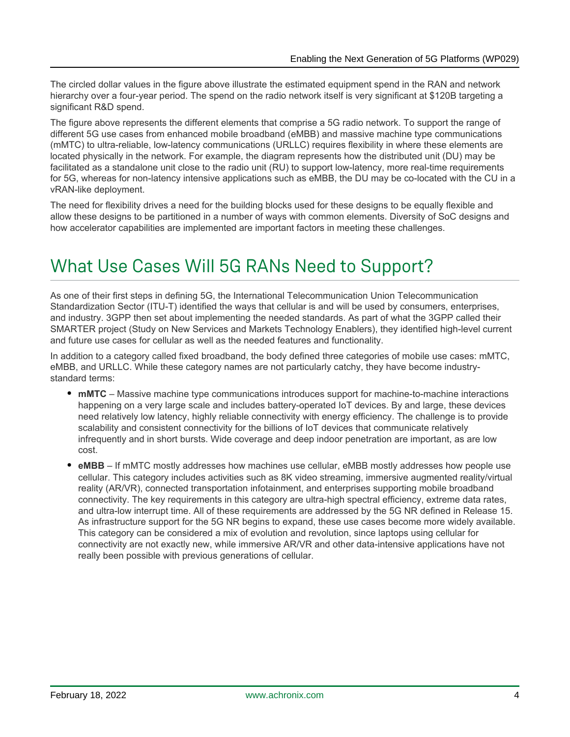The circled dollar values in the figure above illustrate the estimated equipment spend in the RAN and network hierarchy over a four-year period. The spend on the radio network itself is very significant at $120B targeting a significant R&D spend.

The figure above represents the different elements that comprise a 5G radio network. To support the range of different 5G use cases from enhanced mobile broadband (eMBB) and massive machine type communications (mMTC) to ultra-reliable, low-latency communications (URLLC) requires flexibility in where these elements are located physically in the network. For example, the diagram represents how the distributed unit (DU) may be facilitated as a standalone unit close to the radio unit (RU) to support low-latency, more real-time requirements for 5G, whereas for non-latency intensive applications such as eMBB, the DU may be co-located with the CU in a vRAN-like deployment.

The need for flexibility drives a need for the building blocks used for these designs to be equally flexible and allow these designs to be partitioned in a number of ways with common elements. Diversity of SoC designs and how accelerator capabilities are implemented are important factors in meeting these challenges.

# What Use Cases Will 5G RANs Need to Support?

As one of their first steps in defining 5G, the International Telecommunication Union Telecommunication Standardization Sector (ITU-T) identified the ways that cellular is and will be used by consumers, enterprises, and industry. 3GPP then set about implementing the needed standards. As part of what the 3GPP called their SMARTER project (Study on New Services and Markets Technology Enablers), they identified high-level current and future use cases for cellular as well as the needed features and functionality.

In addition to a category called fixed broadband, the body defined three categories of mobile use cases: mMTC, eMBB, and URLLC. While these category names are not particularly catchy, they have become industry-standard terms:

- **mMTC** – Massive machine type communications introduces support for machine-to-machine interactions happening on a very large scale and includes battery-operated IoT devices. By and large, these devices need relatively low latency, highly reliable connectivity with energy efficiency. The challenge is to provide scalability and consistent connectivity for the billions of IoT devices that communicate relatively infrequently and in short bursts. Wide coverage and deep indoor penetration are important, as are low cost.
- **eMBB** – If mMTC mostly addresses how machines use cellular, eMBB mostly addresses how people use cellular. This category includes activities such as 8K video streaming, immersive augmented reality/virtual reality (AR/VR), connected transportation infotainment, and enterprises supporting mobile broadband connectivity. The key requirements in this category are ultra-high spectral efficiency, extreme data rates, and ultra-low interrupt time. All of these requirements are addressed by the 5G NR defined in Release 15. As infrastructure support for the 5G NR begins to expand, these use cases become more widely available. This category can be considered a mix of evolution and revolution, since laptops using cellular for connectivity are not exactly new, while immersive AR/VR and other data-intensive applications have not really been possible with previous generations of cellular.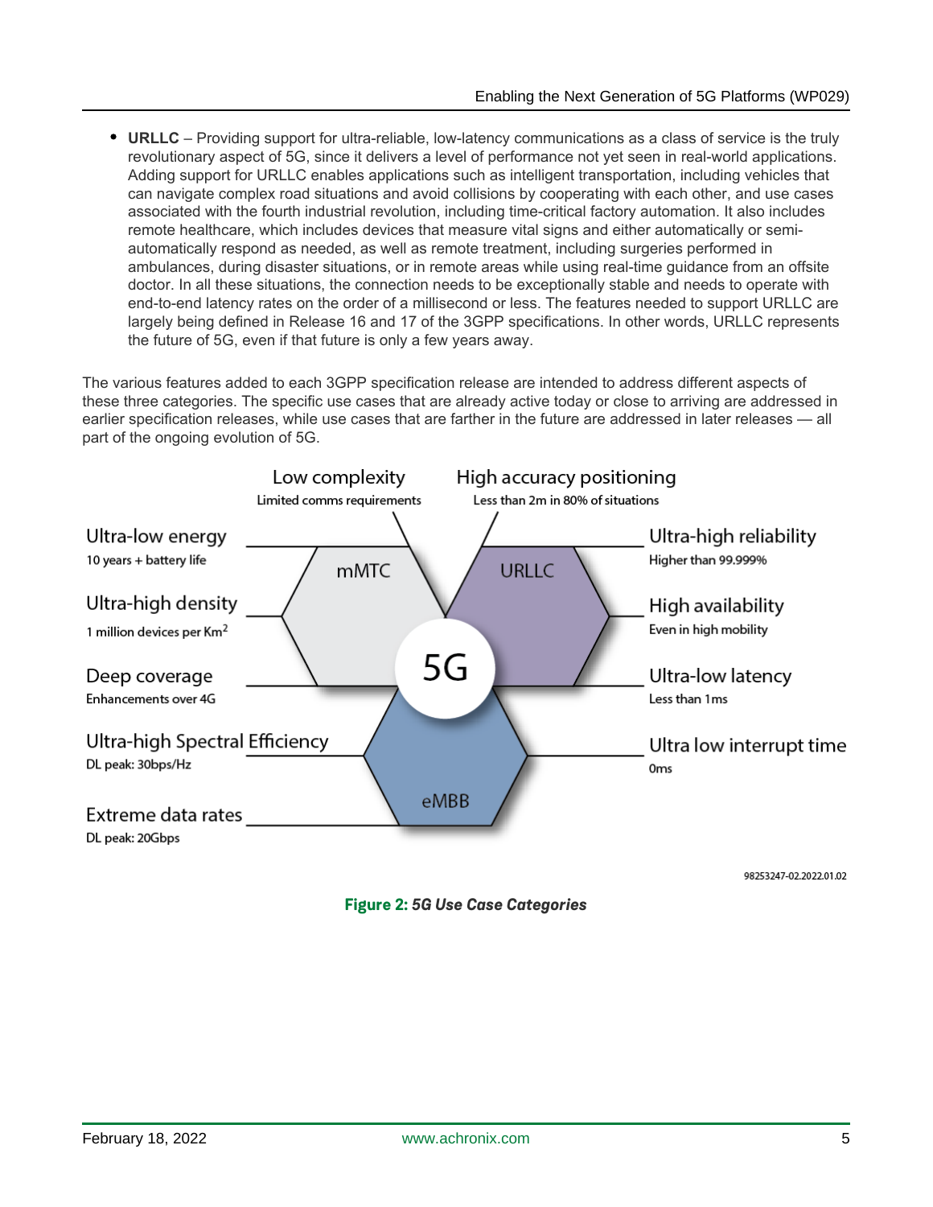- **URLLC** – Providing support for ultra-reliable, low-latency communications as a class of service is the truly revolutionary aspect of 5G, since it delivers a level of performance not yet seen in real-world applications. Adding support for URLLC enables applications such as intelligent transportation, including vehicles that can navigate complex road situations and avoid collisions by cooperating with each other, and use cases associated with the fourth industrial revolution, including time-critical factory automation. It also includes remote healthcare, which includes devices that measure vital signs and either automatically or semi-automatically respond as needed, as well as remote treatment, including surgeries performed in ambulances, during disaster situations, or in remote areas while using real-time guidance from an offsite doctor. In all these situations, the connection needs to be exceptionally stable and needs to operate with end-to-end latency rates on the order of a millisecond or less. The features needed to support URLLC are largely being defined in Release 16 and 17 of the 3GPP specifications. In other words, URLLC represents the future of 5G, even if that future is only a few years away.

The various features added to each 3GPP specification release are intended to address different aspects of these three categories. The specific use cases that are already active today or close to arriving are addressed in earlier specification releases, while use cases that are farther in the future are addressed in later releases — all part of the ongoing evolution of 5G.

5G

mMTC:
- Low complexity – Limited comms requirements
- Ultra-low energy – 10 years + battery life
- Ultra-high density – 1 million devices per $Km^2$
- Deep coverage – Enhancements over 4G

URLLC:
- High accuracy positioning – Less than 2m in 80% of situations
- Ultra-high reliability – Higher than 99.999%
- High availability – Even in high mobility
- Ultra-low latency – Less than 1ms

eMBB:
- Ultra-high Spectral Efficiency – DL peak: 30bps/Hz
- Extreme data rates – DL peak: 20Gbps
- Ultra low interrupt time – 0ms

98253247-02.2022.01.02

**Figure 2:** ***5G Use Case Categories***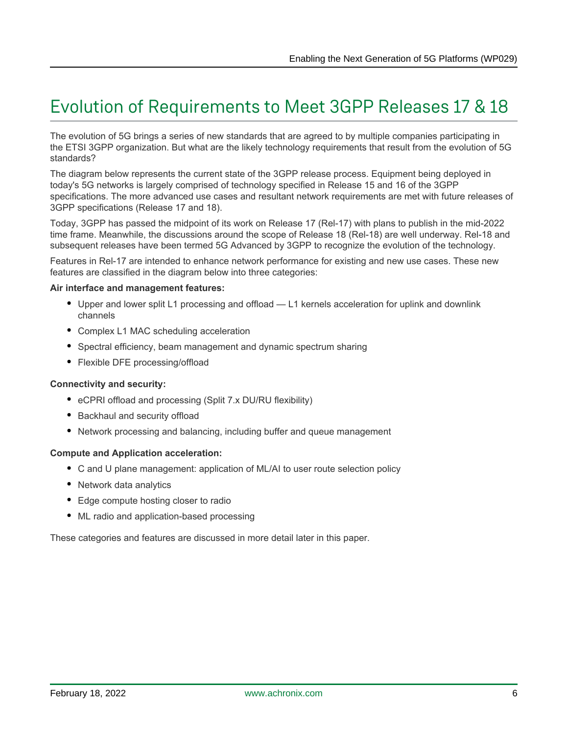# Evolution of Requirements to Meet 3GPP Releases 17 & 18

The evolution of 5G brings a series of new standards that are agreed to by multiple companies participating in the ETSI 3GPP organization. But what are the likely technology requirements that result from the evolution of 5G standards?

The diagram below represents the current state of the 3GPP release process. Equipment being deployed in today's 5G networks is largely comprised of technology specified in Release 15 and 16 of the 3GPP specifications. The more advanced use cases and resultant network requirements are met with future releases of 3GPP specifications (Release 17 and 18).

Today, 3GPP has passed the midpoint of its work on Release 17 (Rel-17) with plans to publish in the mid-2022 time frame. Meanwhile, the discussions around the scope of Release 18 (Rel-18) are well underway. Rel-18 and subsequent releases have been termed 5G Advanced by 3GPP to recognize the evolution of the technology.

Features in Rel-17 are intended to enhance network performance for existing and new use cases. These new features are classified in the diagram below into three categories:

**Air interface and management features:**

- Upper and lower split L1 processing and offload — L1 kernels acceleration for uplink and downlink channels
- Complex L1 MAC scheduling acceleration
- Spectral efficiency, beam management and dynamic spectrum sharing
- Flexible DFE processing/offload

**Connectivity and security:**

- eCPRI offload and processing (Split 7.x DU/RU flexibility)
- Backhaul and security offload
- Network processing and balancing, including buffer and queue management

**Compute and Application acceleration:**

- C and U plane management: application of ML/AI to user route selection policy
- Network data analytics
- Edge compute hosting closer to radio
- ML radio and application-based processing

These categories and features are discussed in more detail later in this paper.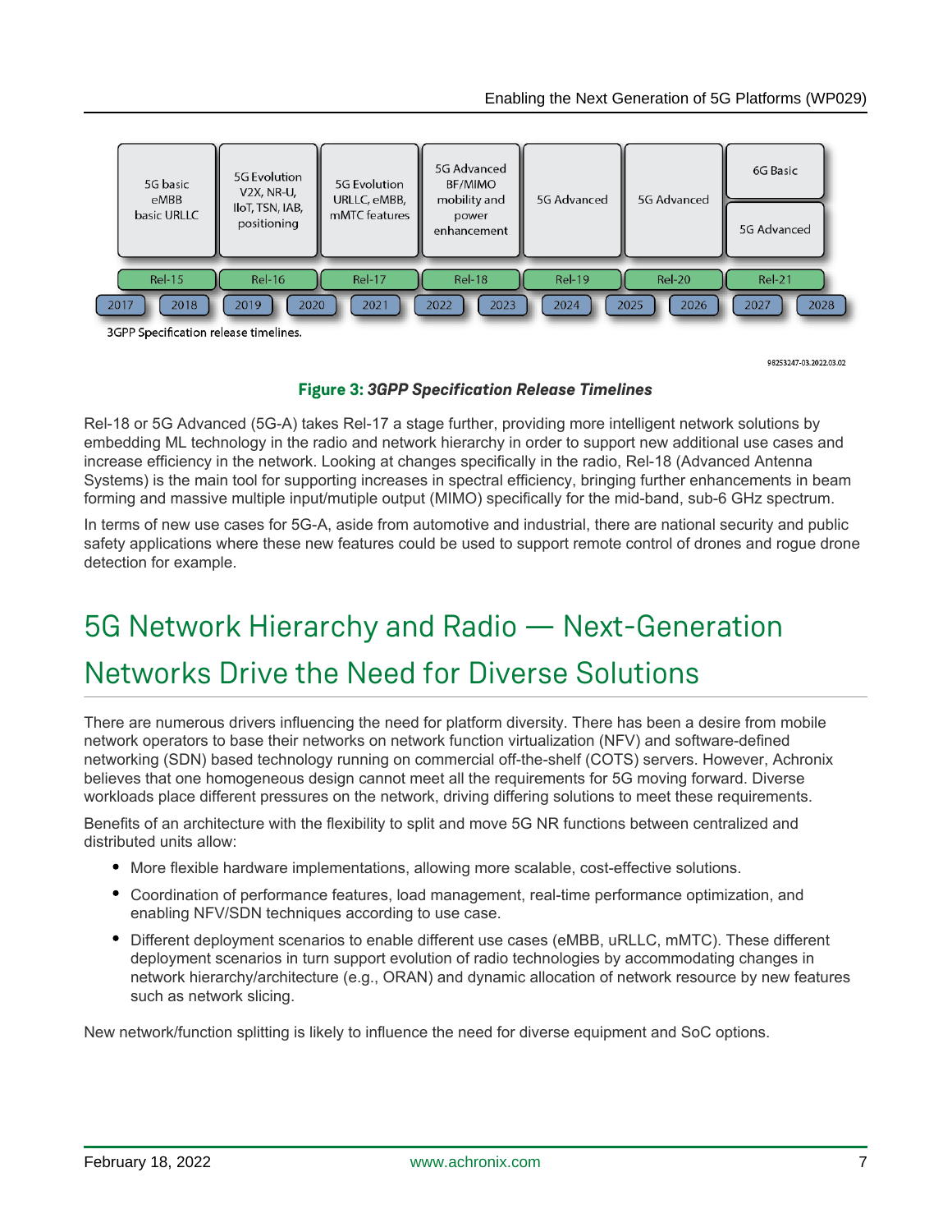| 5G basic eMBB basic URLLC | 5G Evolution V2X, NR-U, IIoT, TSN, IAB, positioning | 5G Evolution URLLC, eMBB, mMTC features | 5G Advanced BF/MIMO mobility and power enhancement | 5G Advanced | 5G Advanced | 6G Basic / 5G Advanced |
|---|---|---|---|---|---|---|
| Rel-15 | Rel-16 | Rel-17 | Rel-18 | Rel-19 | Rel-20 | Rel-21 |
| 2017, 2018 | 2019, 2020 | 2021 | 2022, 2023 | 2024 | 2025, 2026 | 2027, 2028 |

3GPP Specification release timelines.

98253247-03.2022.03.02

**Figure 3:** ***3GPP Specification Release Timelines***

Rel-18 or 5G Advanced (5G-A) takes Rel-17 a stage further, providing more intelligent network solutions by embedding ML technology in the radio and network hierarchy in order to support new additional use cases and increase efficiency in the network. Looking at changes specifically in the radio, Rel-18 (Advanced Antenna Systems) is the main tool for supporting increases in spectral efficiency, bringing further enhancements in beam forming and massive multiple input/mutiple output (MIMO) specifically for the mid-band, sub-6 GHz spectrum.

In terms of new use cases for 5G-A, aside from automotive and industrial, there are national security and public safety applications where these new features could be used to support remote control of drones and rogue drone detection for example.

# 5G Network Hierarchy and Radio — Next-Generation Networks Drive the Need for Diverse Solutions

There are numerous drivers influencing the need for platform diversity. There has been a desire from mobile network operators to base their networks on network function virtualization (NFV) and software-defined networking (SDN) based technology running on commercial off-the-shelf (COTS) servers. However, Achronix believes that one homogeneous design cannot meet all the requirements for 5G moving forward. Diverse workloads place different pressures on the network, driving differing solutions to meet these requirements.

Benefits of an architecture with the flexibility to split and move 5G NR functions between centralized and distributed units allow:

- More flexible hardware implementations, allowing more scalable, cost-effective solutions.
- Coordination of performance features, load management, real-time performance optimization, and enabling NFV/SDN techniques according to use case.
- Different deployment scenarios to enable different use cases (eMBB, uRLLC, mMTC). These different deployment scenarios in turn support evolution of radio technologies by accommodating changes in network hierarchy/architecture (e.g., ORAN) and dynamic allocation of network resource by new features such as network slicing.

New network/function splitting is likely to influence the need for diverse equipment and SoC options.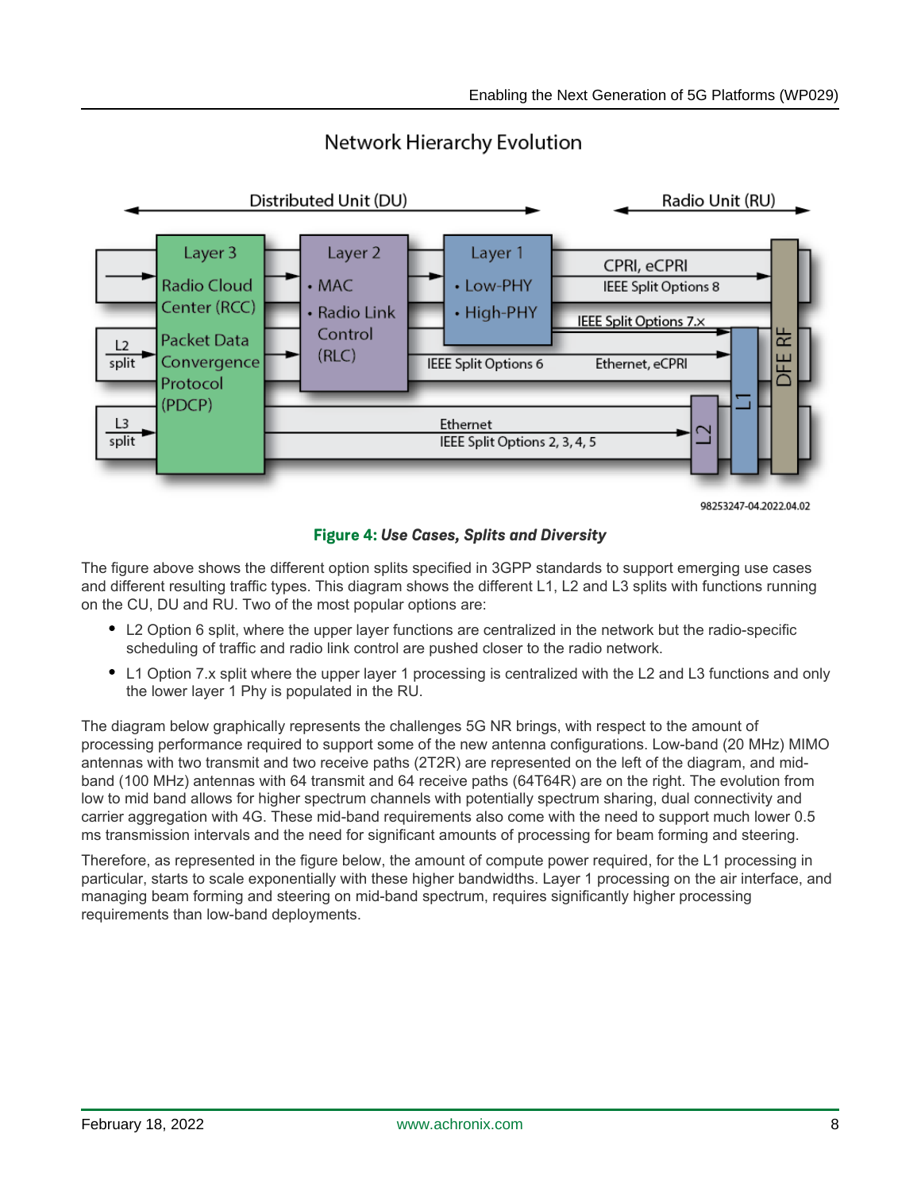Network Hierarchy Evolution

Distributed Unit (DU) — Radio Unit (RU)

Layer 3: Radio Cloud Center (RCC), Packet Data Convergence Protocol (PDCP)

Layer 2: • MAC • Radio Link Control (RLC)

Layer 1: • Low-PHY • High-PHY

CPRI, eCPRI — IEEE Split Options 8

IEEE Split Options 7.x

L2 split — IEEE Split Options 6 — Ethernet, eCPRI

L3 split — Ethernet — IEEE Split Options 2, 3, 4, 5

L2 | L1 | DFE RF

98253247-04.2022.04.02

**Figure 4:** ***Use Cases, Splits and Diversity***

The figure above shows the different option splits specified in 3GPP standards to support emerging use cases and different resulting traffic types. This diagram shows the different L1, L2 and L3 splits with functions running on the CU, DU and RU. Two of the most popular options are:

- L2 Option 6 split, where the upper layer functions are centralized in the network but the radio-specific scheduling of traffic and radio link control are pushed closer to the radio network.
- L1 Option 7.x split where the upper layer 1 processing is centralized with the L2 and L3 functions and only the lower layer 1 Phy is populated in the RU.

The diagram below graphically represents the challenges 5G NR brings, with respect to the amount of processing performance required to support some of the new antenna configurations. Low-band (20 MHz) MIMO antennas with two transmit and two receive paths (2T2R) are represented on the left of the diagram, and mid-band (100 MHz) antennas with 64 transmit and 64 receive paths (64T64R) are on the right. The evolution from low to mid band allows for higher spectrum channels with potentially spectrum sharing, dual connectivity and carrier aggregation with 4G. These mid-band requirements also come with the need to support much lower 0.5 ms transmission intervals and the need for significant amounts of processing for beam forming and steering.

Therefore, as represented in the figure below, the amount of compute power required, for the L1 processing in particular, starts to scale exponentially with these higher bandwidths. Layer 1 processing on the air interface, and managing beam forming and steering on mid-band spectrum, requires significantly higher processing requirements than low-band deployments.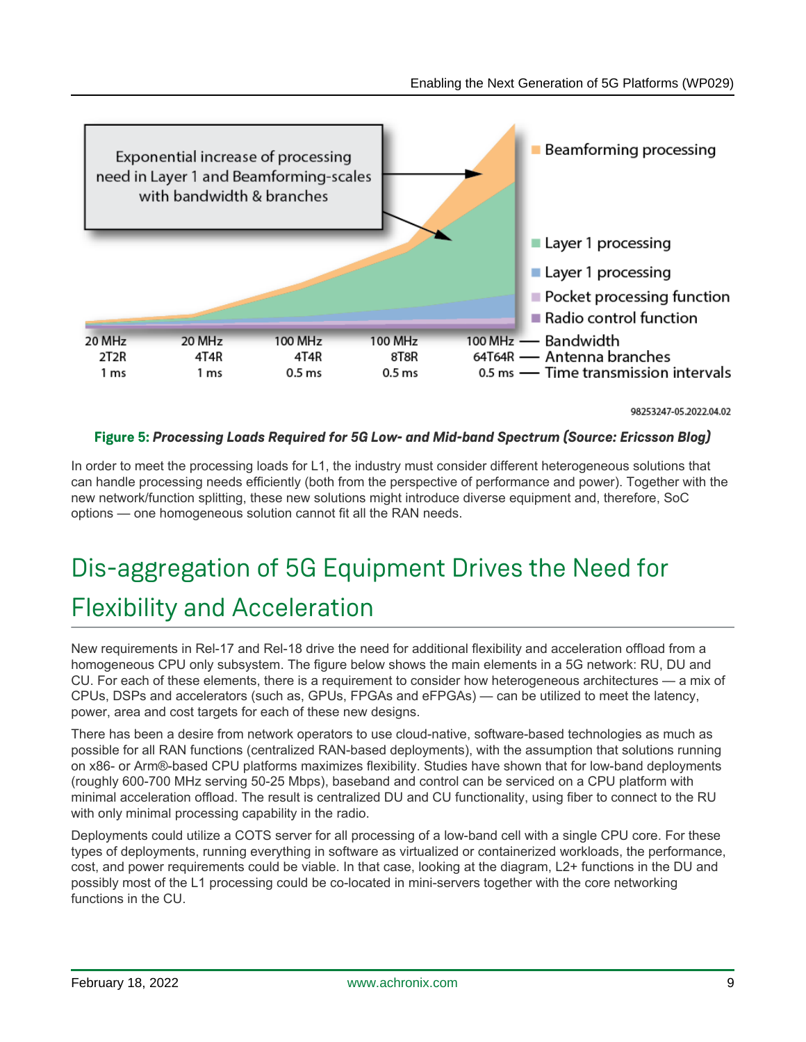Figure 5: ***Processing Loads Required for 5G Low- and Mid-band Spectrum (Source: Ericsson Blog)***

In order to meet the processing loads for L1, the industry must consider different heterogeneous solutions that can handle processing needs efficiently (both from the perspective of performance and power). Together with the new network/function splitting, these new solutions might introduce diverse equipment and, therefore, SoC options — one homogeneous solution cannot fit all the RAN needs.

# Dis-aggregation of 5G Equipment Drives the Need for Flexibility and Acceleration

New requirements in Rel-17 and Rel-18 drive the need for additional flexibility and acceleration offload from a homogeneous CPU only subsystem. The figure below shows the main elements in a 5G network: RU, DU and CU. For each of these elements, there is a requirement to consider how heterogeneous architectures — a mix of CPUs, DSPs and accelerators (such as, GPUs, FPGAs and eFPGAs) — can be utilized to meet the latency, power, area and cost targets for each of these new designs.

There has been a desire from network operators to use cloud-native, software-based technologies as much as possible for all RAN functions (centralized RAN-based deployments), with the assumption that solutions running on x86- or Arm®-based CPU platforms maximizes flexibility. Studies have shown that for low-band deployments (roughly 600-700 MHz serving 50-25 Mbps), baseband and control can be serviced on a CPU platform with minimal acceleration offload. The result is centralized DU and CU functionality, using fiber to connect to the RU with only minimal processing capability in the radio.

Deployments could utilize a COTS server for all processing of a low-band cell with a single CPU core. For these types of deployments, running everything in software as virtualized or containerized workloads, the performance, cost, and power requirements could be viable. In that case, looking at the diagram, L2+ functions in the DU and possibly most of the L1 processing could be co-located in mini-servers together with the core networking functions in the CU.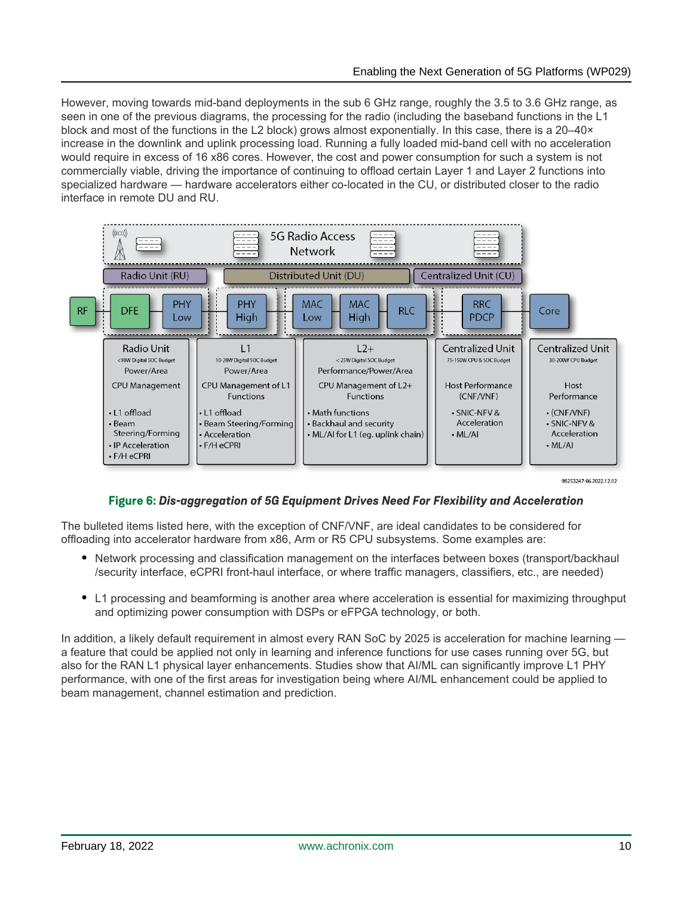However, moving towards mid-band deployments in the sub 6 GHz range, roughly the 3.5 to 3.6 GHz range, as seen in one of the previous diagrams, the processing for the radio (including the baseband functions in the L1 block and most of the functions in the L2 block) grows almost exponentially. In this case, there is a 20–40× increase in the downlink and uplink processing load. Running a fully loaded mid-band cell with no acceleration would require in excess of 16 x86 cores. However, the cost and power consumption for such a system is not commercially viable, driving the importance of continuing to offload certain Layer 1 and Layer 2 functions into specialized hardware — hardware accelerators either co-located in the CU, or distributed closer to the radio interface in remote DU and RU.

**Figure 6:** ***Dis-aggregation of 5G Equipment Drives Need For Flexibility and Acceleration***

The bulleted items listed here, with the exception of CNF/VNF, are ideal candidates to be considered for offloading into accelerator hardware from x86, Arm or R5 CPU subsystems. Some examples are:

- Network processing and classification management on the interfaces between boxes (transport/backhaul /security interface, eCPRI front-haul interface, or where traffic managers, classifiers, etc., are needed)
- L1 processing and beamforming is another area where acceleration is essential for maximizing throughput and optimizing power consumption with DSPs or eFPGA technology, or both.

In addition, a likely default requirement in almost every RAN SoC by 2025 is acceleration for machine learning — a feature that could be applied not only in learning and inference functions for use cases running over 5G, but also for the RAN L1 physical layer enhancements. Studies show that AI/ML can significantly improve L1 PHY performance, with one of the first areas for investigation being where AI/ML enhancement could be applied to beam management, channel estimation and prediction.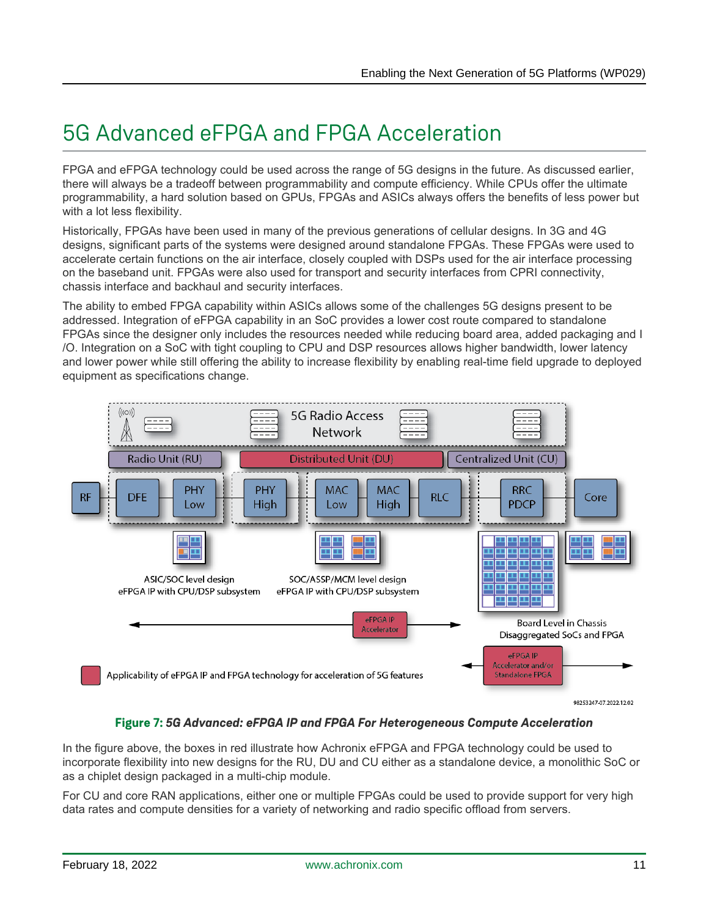# 5G Advanced eFPGA and FPGA Acceleration

FPGA and eFPGA technology could be used across the range of 5G designs in the future. As discussed earlier, there will always be a tradeoff between programmability and compute efficiency. While CPUs offer the ultimate programmability, a hard solution based on GPUs, FPGAs and ASICs always offers the benefits of less power but with a lot less flexibility.

Historically, FPGAs have been used in many of the previous generations of cellular designs. In 3G and 4G designs, significant parts of the systems were designed around standalone FPGAs. These FPGAs were used to accelerate certain functions on the air interface, closely coupled with DSPs used for the air interface processing on the baseband unit. FPGAs were also used for transport and security interfaces from CPRI connectivity, chassis interface and backhaul and security interfaces.

The ability to embed FPGA capability within ASICs allows some of the challenges 5G designs present to be addressed. Integration of eFPGA capability in an SoC provides a lower cost route compared to standalone FPGAs since the designer only includes the resources needed while reducing board area, added packaging and I/O. Integration on a SoC with tight coupling to CPU and DSP resources allows higher bandwidth, lower latency and lower power while still offering the ability to increase flexibility by enabling real-time field upgrade to deployed equipment as specifications change.

**Figure 7:** ***5G Advanced: eFPGA IP and FPGA For Heterogeneous Compute Acceleration***

In the figure above, the boxes in red illustrate how Achronix eFPGA and FPGA technology could be used to incorporate flexibility into new designs for the RU, DU and CU either as a standalone device, a monolithic SoC or as a chiplet design packaged in a multi-chip module.

For CU and core RAN applications, either one or multiple FPGAs could be used to provide support for very high data rates and compute densities for a variety of networking and radio specific offload from servers.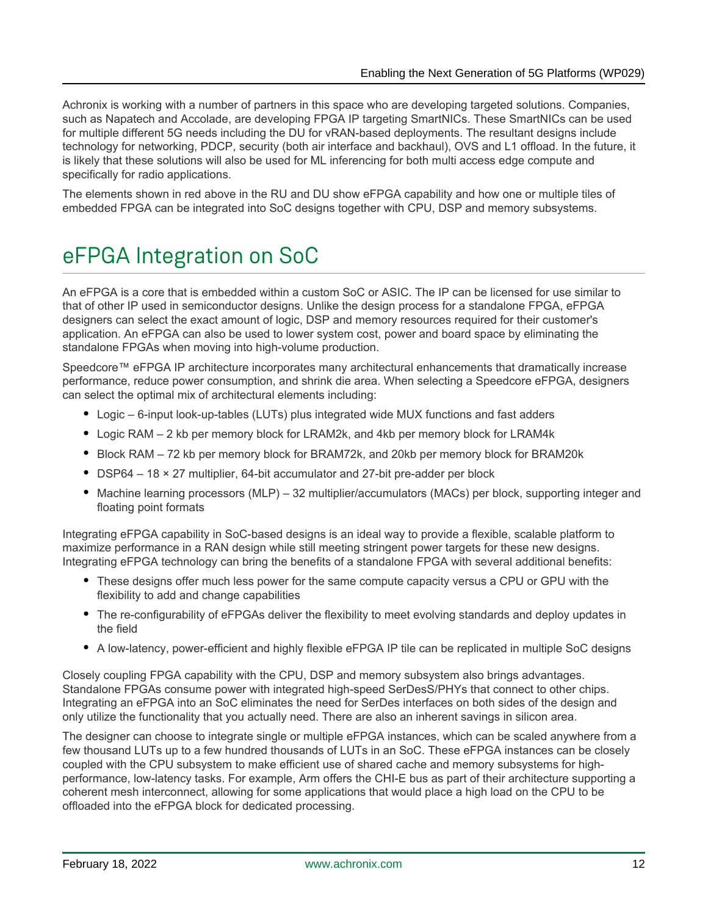Achronix is working with a number of partners in this space who are developing targeted solutions. Companies, such as Napatech and Accolade, are developing FPGA IP targeting SmartNICs. These SmartNICs can be used for multiple different 5G needs including the DU for vRAN-based deployments. The resultant designs include technology for networking, PDCP, security (both air interface and backhaul), OVS and L1 offload. In the future, it is likely that these solutions will also be used for ML inferencing for both multi access edge compute and specifically for radio applications.

The elements shown in red above in the RU and DU show eFPGA capability and how one or multiple tiles of embedded FPGA can be integrated into SoC designs together with CPU, DSP and memory subsystems.

# eFPGA Integration on SoC

An eFPGA is a core that is embedded within a custom SoC or ASIC. The IP can be licensed for use similar to that of other IP used in semiconductor designs. Unlike the design process for a standalone FPGA, eFPGA designers can select the exact amount of logic, DSP and memory resources required for their customer's application. An eFPGA can also be used to lower system cost, power and board space by eliminating the standalone FPGAs when moving into high-volume production.

Speedcore™ eFPGA IP architecture incorporates many architectural enhancements that dramatically increase performance, reduce power consumption, and shrink die area. When selecting a Speedcore eFPGA, designers can select the optimal mix of architectural elements including:

- Logic – 6-input look-up-tables (LUTs) plus integrated wide MUX functions and fast adders
- Logic RAM – 2 kb per memory block for LRAM2k, and 4kb per memory block for LRAM4k
- Block RAM – 72 kb per memory block for BRAM72k, and 20kb per memory block for BRAM20k
- DSP64 – 18 × 27 multiplier, 64-bit accumulator and 27-bit pre-adder per block
- Machine learning processors (MLP) – 32 multiplier/accumulators (MACs) per block, supporting integer and floating point formats

Integrating eFPGA capability in SoC-based designs is an ideal way to provide a flexible, scalable platform to maximize performance in a RAN design while still meeting stringent power targets for these new designs. Integrating eFPGA technology can bring the benefits of a standalone FPGA with several additional benefits:

- These designs offer much less power for the same compute capacity versus a CPU or GPU with the flexibility to add and change capabilities
- The re-configurability of eFPGAs deliver the flexibility to meet evolving standards and deploy updates in the field
- A low-latency, power-efficient and highly flexible eFPGA IP tile can be replicated in multiple SoC designs

Closely coupling FPGA capability with the CPU, DSP and memory subsystem also brings advantages. Standalone FPGAs consume power with integrated high-speed SerDesS/PHYs that connect to other chips. Integrating an eFPGA into an SoC eliminates the need for SerDes interfaces on both sides of the design and only utilize the functionality that you actually need. There are also an inherent savings in silicon area.

The designer can choose to integrate single or multiple eFPGA instances, which can be scaled anywhere from a few thousand LUTs up to a few hundred thousands of LUTs in an SoC. These eFPGA instances can be closely coupled with the CPU subsystem to make efficient use of shared cache and memory subsystems for high-performance, low-latency tasks. For example, Arm offers the CHI-E bus as part of their architecture supporting a coherent mesh interconnect, allowing for some applications that would place a high load on the CPU to be offloaded into the eFPGA block for dedicated processing.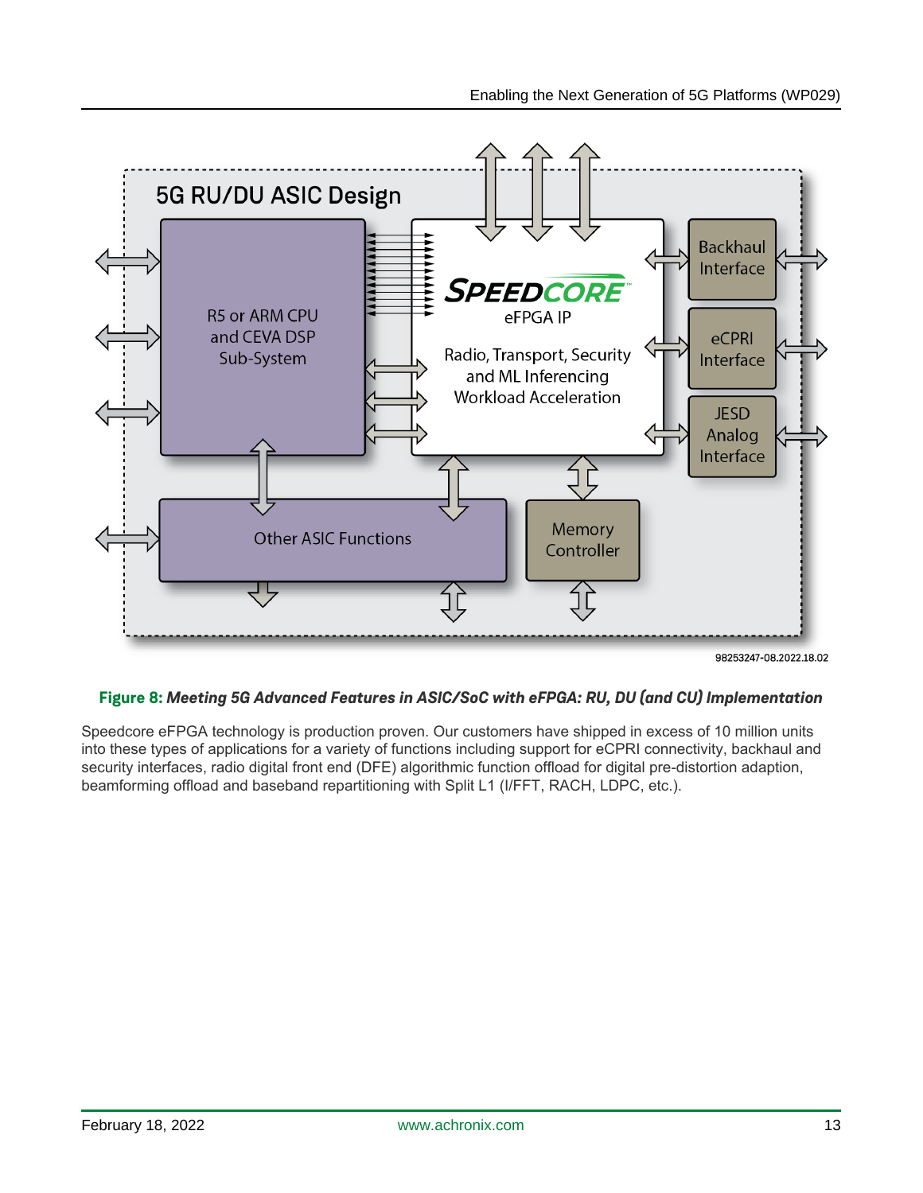**Figure 8:** ***Meeting 5G Advanced Features in ASIC/SoC with eFPGA: RU, DU (and CU) Implementation***

Speedcore eFPGA technology is production proven. Our customers have shipped in excess of 10 million units into these types of applications for a variety of functions including support for eCPRI connectivity, backhaul and security interfaces, radio digital front end (DFE) algorithmic function offload for digital pre-distortion adaption, beamforming offload and baseband repartitioning with Split L1 (I/FFT, RACH, LDPC, etc.).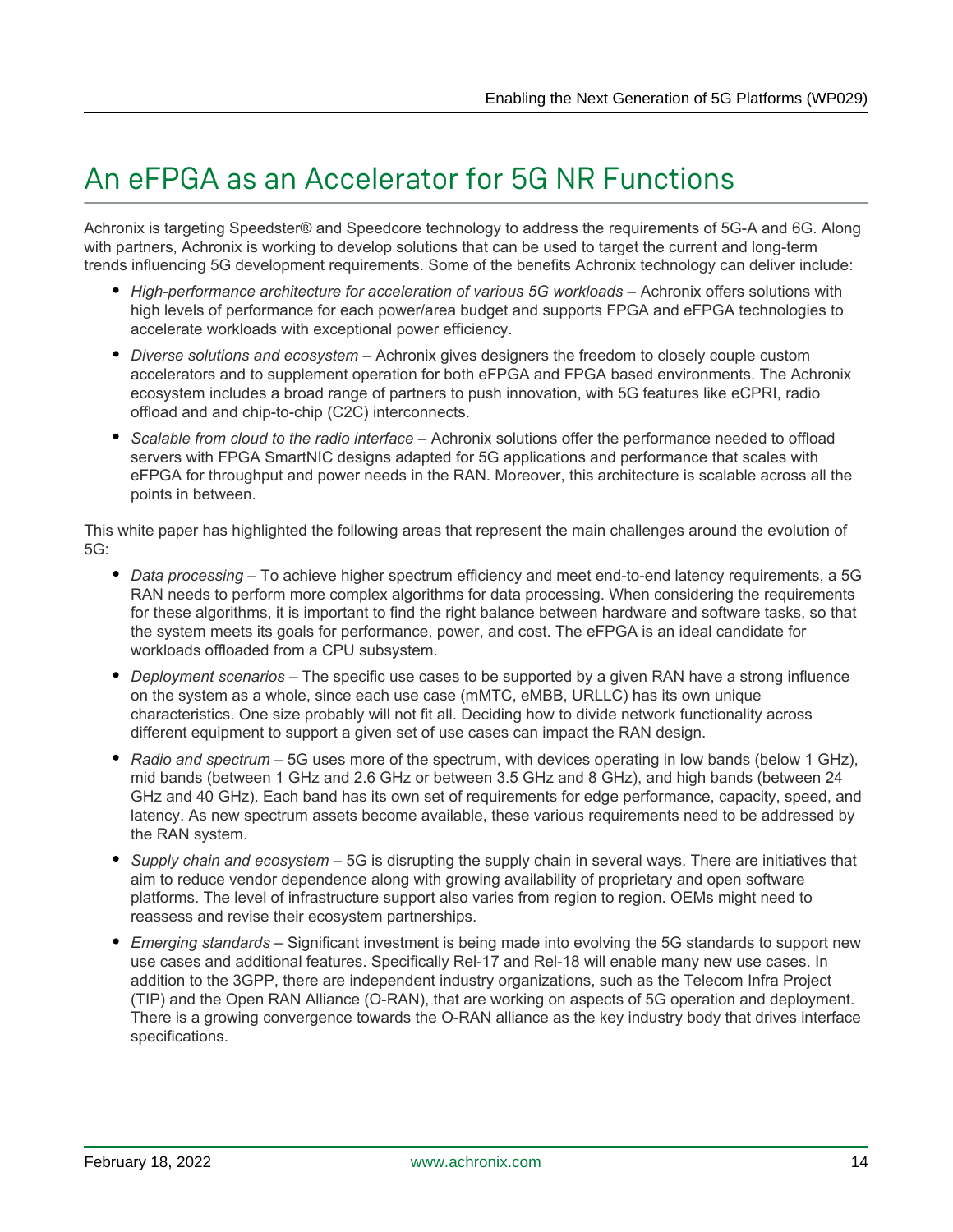# An eFPGA as an Accelerator for 5G NR Functions

Achronix is targeting Speedster® and Speedcore technology to address the requirements of 5G-A and 6G. Along with partners, Achronix is working to develop solutions that can be used to target the current and long-term trends influencing 5G development requirements. Some of the benefits Achronix technology can deliver include:

- *High-performance architecture for acceleration of various 5G workloads* – Achronix offers solutions with high levels of performance for each power/area budget and supports FPGA and eFPGA technologies to accelerate workloads with exceptional power efficiency.
- *Diverse solutions and ecosystem* – Achronix gives designers the freedom to closely couple custom accelerators and to supplement operation for both eFPGA and FPGA based environments. The Achronix ecosystem includes a broad range of partners to push innovation, with 5G features like eCPRI, radio offload and and chip-to-chip (C2C) interconnects.
- *Scalable from cloud to the radio interface* – Achronix solutions offer the performance needed to offload servers with FPGA SmartNIC designs adapted for 5G applications and performance that scales with eFPGA for throughput and power needs in the RAN. Moreover, this architecture is scalable across all the points in between.

This white paper has highlighted the following areas that represent the main challenges around the evolution of 5G:

- *Data processing* – To achieve higher spectrum efficiency and meet end-to-end latency requirements, a 5G RAN needs to perform more complex algorithms for data processing. When considering the requirements for these algorithms, it is important to find the right balance between hardware and software tasks, so that the system meets its goals for performance, power, and cost. The eFPGA is an ideal candidate for workloads offloaded from a CPU subsystem.
- *Deployment scenarios* – The specific use cases to be supported by a given RAN have a strong influence on the system as a whole, since each use case (mMTC, eMBB, URLLC) has its own unique characteristics. One size probably will not fit all. Deciding how to divide network functionality across different equipment to support a given set of use cases can impact the RAN design.
- *Radio and spectrum* – 5G uses more of the spectrum, with devices operating in low bands (below 1 GHz), mid bands (between 1 GHz and 2.6 GHz or between 3.5 GHz and 8 GHz), and high bands (between 24 GHz and 40 GHz). Each band has its own set of requirements for edge performance, capacity, speed, and latency. As new spectrum assets become available, these various requirements need to be addressed by the RAN system.
- *Supply chain and ecosystem* – 5G is disrupting the supply chain in several ways. There are initiatives that aim to reduce vendor dependence along with growing availability of proprietary and open software platforms. The level of infrastructure support also varies from region to region. OEMs might need to reassess and revise their ecosystem partnerships.
- *Emerging standards* – Significant investment is being made into evolving the 5G standards to support new use cases and additional features. Specifically Rel-17 and Rel-18 will enable many new use cases. In addition to the 3GPP, there are independent industry organizations, such as the Telecom Infra Project (TIP) and the Open RAN Alliance (O-RAN), that are working on aspects of 5G operation and deployment. There is a growing convergence towards the O-RAN alliance as the key industry body that drives interface specifications.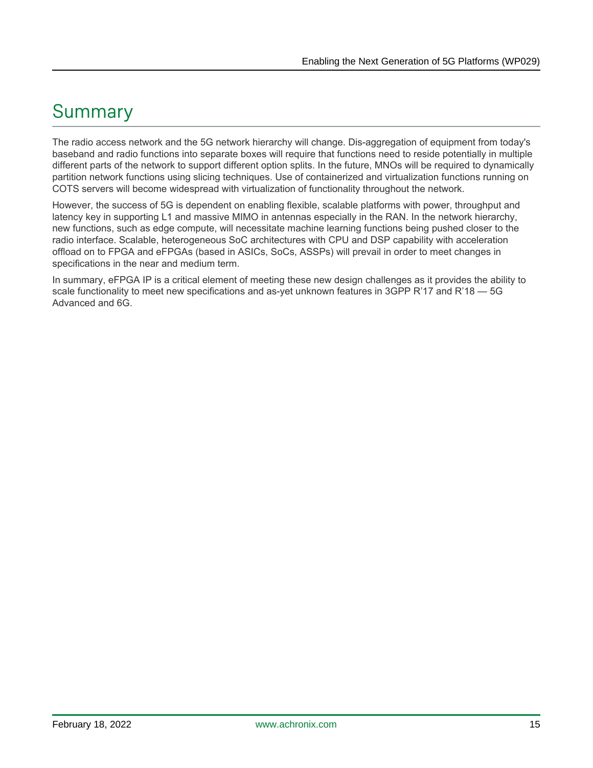# Summary

The radio access network and the 5G network hierarchy will change. Dis-aggregation of equipment from today's baseband and radio functions into separate boxes will require that functions need to reside potentially in multiple different parts of the network to support different option splits. In the future, MNOs will be required to dynamically partition network functions using slicing techniques. Use of containerized and virtualization functions running on COTS servers will become widespread with virtualization of functionality throughout the network.

However, the success of 5G is dependent on enabling flexible, scalable platforms with power, throughput and latency key in supporting L1 and massive MIMO in antennas especially in the RAN. In the network hierarchy, new functions, such as edge compute, will necessitate machine learning functions being pushed closer to the radio interface. Scalable, heterogeneous SoC architectures with CPU and DSP capability with acceleration offload on to FPGA and eFPGAs (based in ASICs, SoCs, ASSPs) will prevail in order to meet changes in specifications in the near and medium term.

In summary, eFPGA IP is a critical element of meeting these new design challenges as it provides the ability to scale functionality to meet new specifications and as-yet unknown features in 3GPP R'17 and R'18 — 5G Advanced and 6G.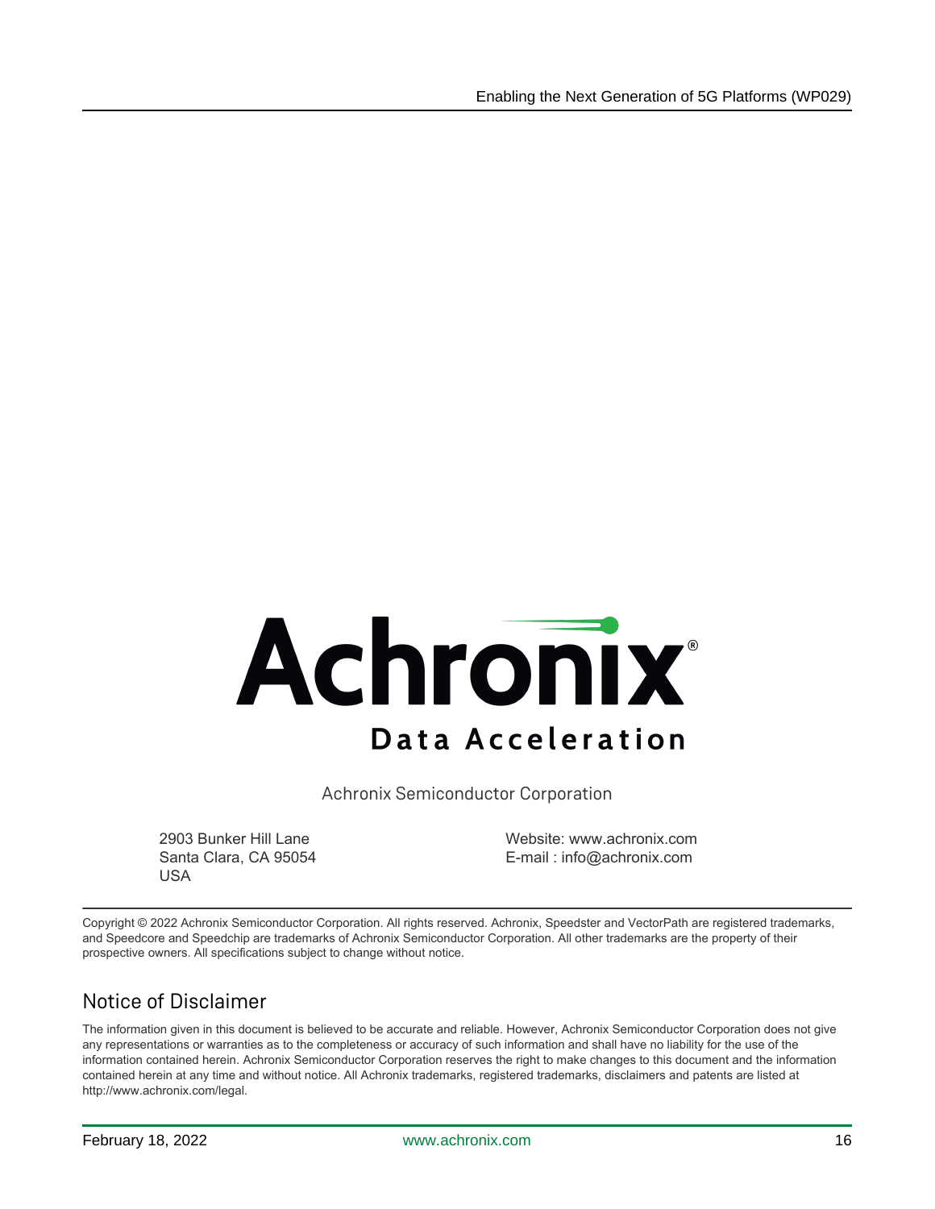Achronix® Data Acceleration

Achronix Semiconductor Corporation

2903 Bunker Hill Lane
Santa Clara, CA 95054
USA

Website: www.achronix.com
E-mail : info@achronix.com

Copyright © 2022 Achronix Semiconductor Corporation. All rights reserved. Achronix, Speedster and VectorPath are registered trademarks, and Speedcore and Speedchip are trademarks of Achronix Semiconductor Corporation. All other trademarks are the property of their prospective owners. All specifications subject to change without notice.

## Notice of Disclaimer

The information given in this document is believed to be accurate and reliable. However, Achronix Semiconductor Corporation does not give any representations or warranties as to the completeness or accuracy of such information and shall have no liability for the use of the information contained herein. Achronix Semiconductor Corporation reserves the right to make changes to this document and the information contained herein at any time and without notice. All Achronix trademarks, registered trademarks, disclaimers and patents are listed at http://www.achronix.com/legal.